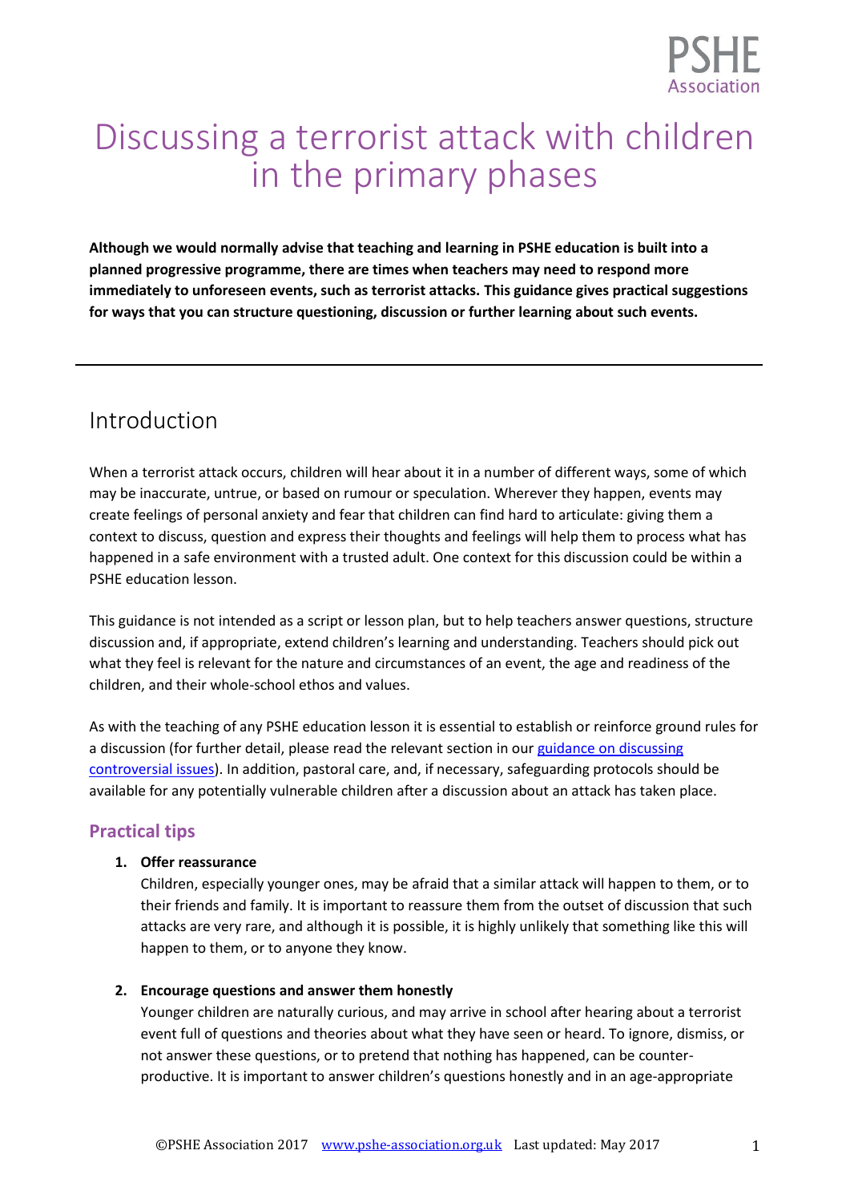# Discussing a terrorist attack with children in the primary phases

**Although we would normally advise that teaching and learning in PSHE education is built into a planned progressive programme, there are times when teachers may need to respond more immediately to unforeseen events, such as terrorist attacks. This guidance gives practical suggestions for ways that you can structure questioning, discussion or further learning about such events.**

---

## Introduction

When a terrorist attack occurs, children will hear about it in a number of different ways, some of which may be inaccurate, untrue, or based on rumour or speculation. Wherever they happen, events may create feelings of personal anxiety and fear that children can find hard to articulate: giving them a context to discuss, question and express their thoughts and feelings will help them to process what has happened in a safe environment with a trusted adult. One context for this discussion could be within a PSHE education lesson.

This guidance is not intended as a script or lesson plan, but to help teachers answer questions, structure discussion and, if appropriate, extend children's learning and understanding. Teachers should pick out what they feel is relevant for the nature and circumstances of an event, the age and readiness of the children, and their whole-school ethos and values.

As with the teaching of any PSHE education lesson it is essential to establish or reinforce ground rules for a discussion (for further detail, please read the relevant section in our guidance on discussing controversial issues). In addition, pastoral care, and, if necessary, safeguarding protocols should be available for any potentially vulnerable children after a discussion about an attack has taken place.

### Practical tips

1. **Offer reassurance**
   Children, especially younger ones, may be afraid that a similar attack will happen to them, or to their friends and family. It is important to reassure them from the outset of discussion that such attacks are very rare, and although it is possible, it is highly unlikely that something like this will happen to them, or to anyone they know.

2. **Encourage questions and answer them honestly**
   Younger children are naturally curious, and may arrive in school after hearing about a terrorist event full of questions and theories about what they have seen or heard. To ignore, dismiss, or not answer these questions, or to pretend that nothing has happened, can be counter-productive. It is important to answer children's questions honestly and in an age-appropriate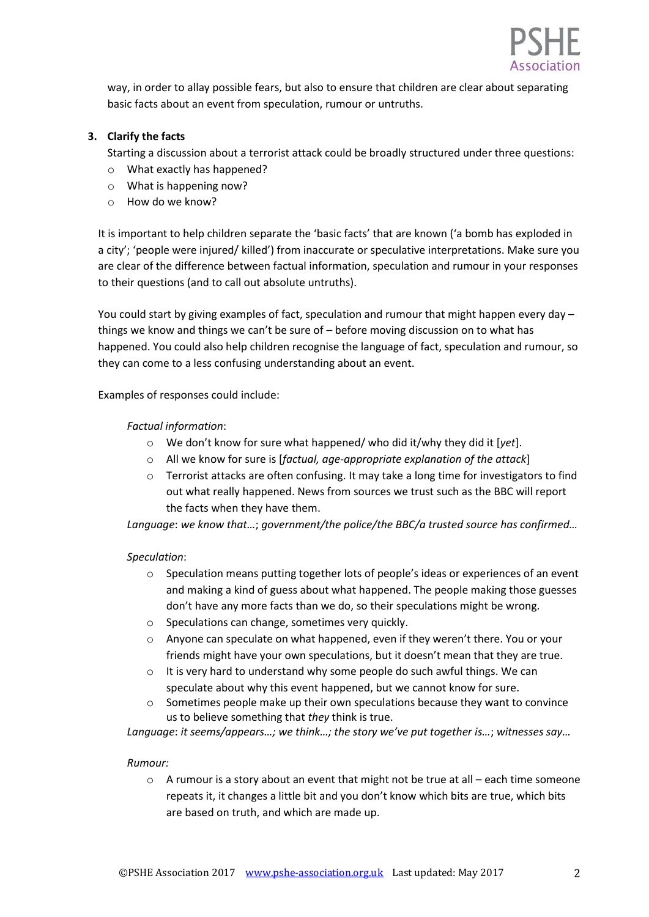way, in order to allay possible fears, but also to ensure that children are clear about separating basic facts about an event from speculation, rumour or untruths.

3. **Clarify the facts**

   Starting a discussion about a terrorist attack could be broadly structured under three questions:
   - What exactly has happened?
   - What is happening now?
   - How do we know?

It is important to help children separate the 'basic facts' that are known ('a bomb has exploded in a city'; 'people were injured/ killed') from inaccurate or speculative interpretations. Make sure you are clear of the difference between factual information, speculation and rumour in your responses to their questions (and to call out absolute untruths).

You could start by giving examples of fact, speculation and rumour that might happen every day – things we know and things we can't be sure of – before moving discussion on to what has happened. You could also help children recognise the language of fact, speculation and rumour, so they can come to a less confusing understanding about an event.

Examples of responses could include:

*Factual information*:
- We don't know for sure what happened/ who did it/why they did it [*yet*].
- All we know for sure is [*factual, age-appropriate explanation of the attack*]
- Terrorist attacks are often confusing. It may take a long time for investigators to find out what really happened. News from sources we trust such as the BBC will report the facts when they have them.

*Language*: *we know that…*; *government/the police/the BBC/a trusted source has confirmed…*

*Speculation*:
- Speculation means putting together lots of people's ideas or experiences of an event and making a kind of guess about what happened. The people making those guesses don't have any more facts than we do, so their speculations might be wrong.
- Speculations can change, sometimes very quickly.
- Anyone can speculate on what happened, even if they weren't there. You or your friends might have your own speculations, but it doesn't mean that they are true.
- It is very hard to understand why some people do such awful things. We can speculate about why this event happened, but we cannot know for sure.
- Sometimes people make up their own speculations because they want to convince us to believe something that *they* think is true.

*Language*: *it seems/appears…; we think…; the story we've put together is…*; *witnesses say…*

*Rumour:*
- A rumour is a story about an event that might not be true at all – each time someone repeats it, it changes a little bit and you don't know which bits are true, which bits are based on truth, and which are made up.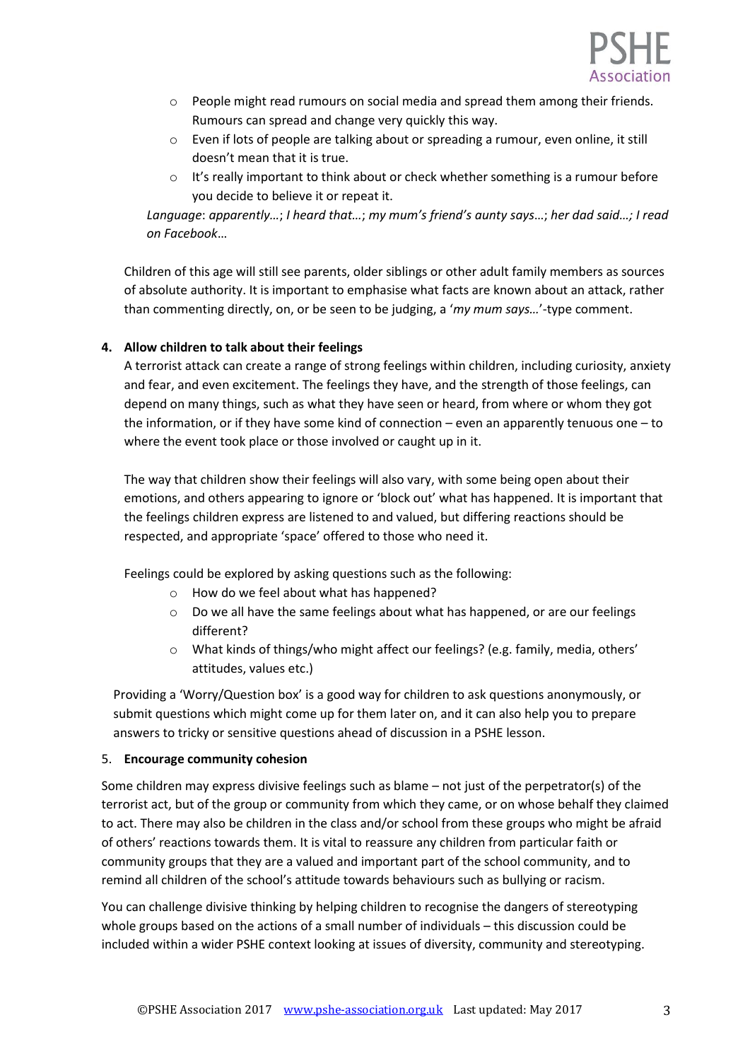- People might read rumours on social media and spread them among their friends. Rumours can spread and change very quickly this way.
- Even if lots of people are talking about or spreading a rumour, even online, it still doesn't mean that it is true.
- It's really important to think about or check whether something is a rumour before you decide to believe it or repeat it.

*Language*: *apparently…*; *I heard that…*; *my mum's friend's aunty says*…; *her dad said…; I read on Facebook…*

Children of this age will still see parents, older siblings or other adult family members as sources of absolute authority. It is important to emphasise what facts are known about an attack, rather than commenting directly, on, or be seen to be judging, a '*my mum says…*'-type comment.

**4. Allow children to talk about their feelings**

A terrorist attack can create a range of strong feelings within children, including curiosity, anxiety and fear, and even excitement. The feelings they have, and the strength of those feelings, can depend on many things, such as what they have seen or heard, from where or whom they got the information, or if they have some kind of connection – even an apparently tenuous one – to where the event took place or those involved or caught up in it.

The way that children show their feelings will also vary, with some being open about their emotions, and others appearing to ignore or 'block out' what has happened. It is important that the feelings children express are listened to and valued, but differing reactions should be respected, and appropriate 'space' offered to those who need it.

Feelings could be explored by asking questions such as the following:

- How do we feel about what has happened?
- Do we all have the same feelings about what has happened, or are our feelings different?
- What kinds of things/who might affect our feelings? (e.g. family, media, others' attitudes, values etc.)

Providing a 'Worry/Question box' is a good way for children to ask questions anonymously, or submit questions which might come up for them later on, and it can also help you to prepare answers to tricky or sensitive questions ahead of discussion in a PSHE lesson.

5. **Encourage community cohesion**

Some children may express divisive feelings such as blame – not just of the perpetrator(s) of the terrorist act, but of the group or community from which they came, or on whose behalf they claimed to act. There may also be children in the class and/or school from these groups who might be afraid of others' reactions towards them. It is vital to reassure any children from particular faith or community groups that they are a valued and important part of the school community, and to remind all children of the school's attitude towards behaviours such as bullying or racism.

You can challenge divisive thinking by helping children to recognise the dangers of stereotyping whole groups based on the actions of a small number of individuals – this discussion could be included within a wider PSHE context looking at issues of diversity, community and stereotyping.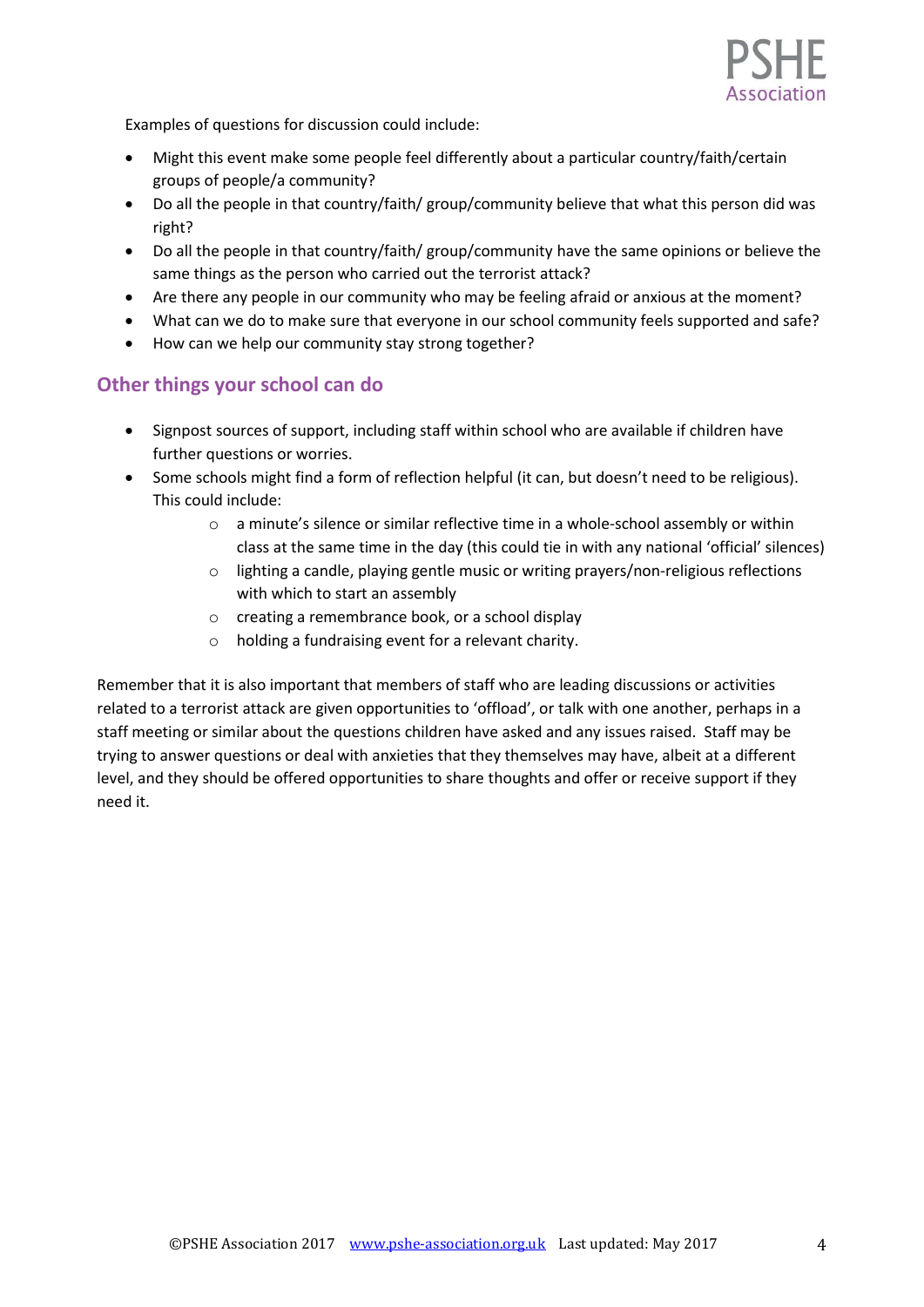Examples of questions for discussion could include:

- Might this event make some people feel differently about a particular country/faith/certain groups of people/a community?
- Do all the people in that country/faith/ group/community believe that what this person did was right?
- Do all the people in that country/faith/ group/community have the same opinions or believe the same things as the person who carried out the terrorist attack?
- Are there any people in our community who may be feeling afraid or anxious at the moment?
- What can we do to make sure that everyone in our school community feels supported and safe?
- How can we help our community stay strong together?

## Other things your school can do

- Signpost sources of support, including staff within school who are available if children have further questions or worries.
- Some schools might find a form of reflection helpful (it can, but doesn't need to be religious). This could include:
  - a minute's silence or similar reflective time in a whole-school assembly or within class at the same time in the day (this could tie in with any national 'official' silences)
  - lighting a candle, playing gentle music or writing prayers/non-religious reflections with which to start an assembly
  - creating a remembrance book, or a school display
  - holding a fundraising event for a relevant charity.

Remember that it is also important that members of staff who are leading discussions or activities related to a terrorist attack are given opportunities to 'offload', or talk with one another, perhaps in a staff meeting or similar about the questions children have asked and any issues raised. Staff may be trying to answer questions or deal with anxieties that they themselves may have, albeit at a different level, and they should be offered opportunities to share thoughts and offer or receive support if they need it.